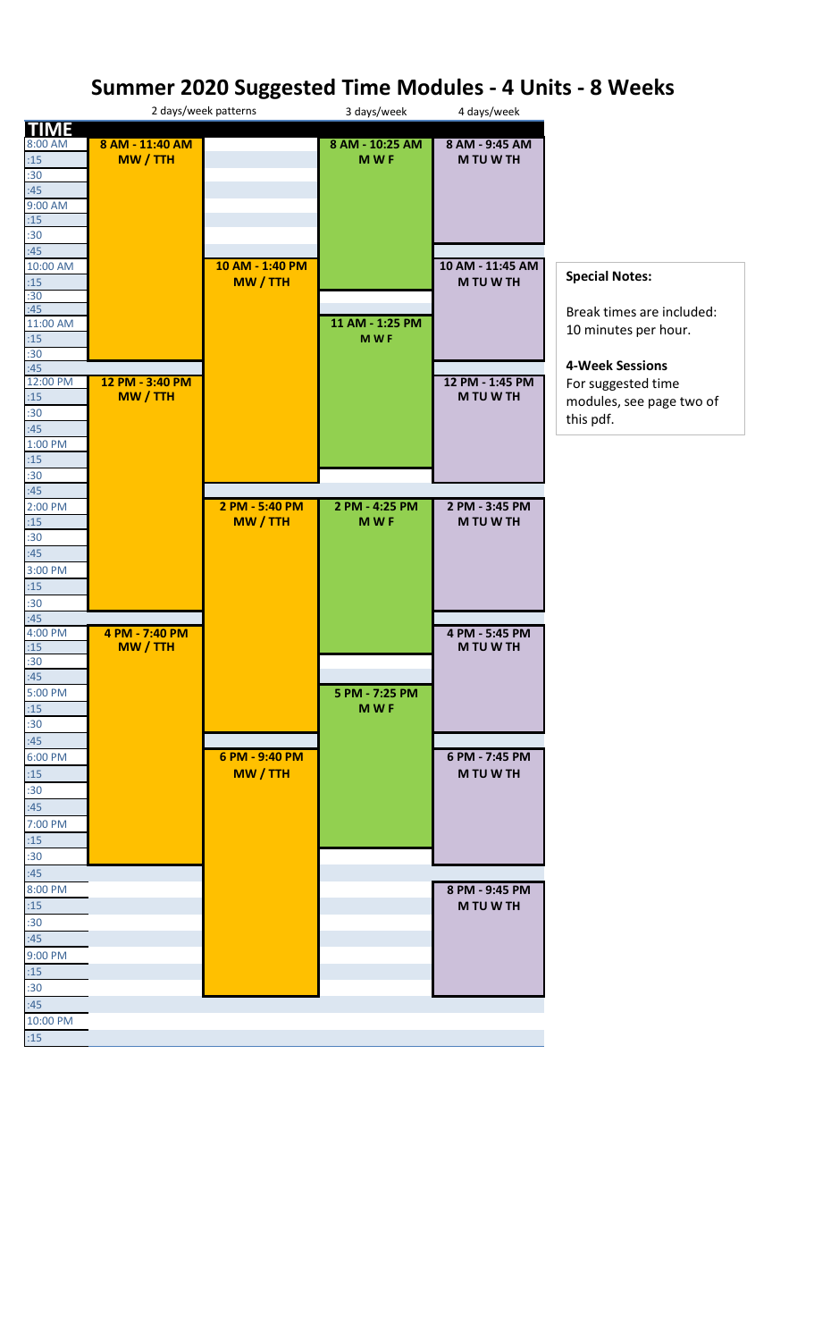# Summer 2020 Suggested Time Modules - 4 Units - 8 Weeks

| 2 days/week patterns | | 3 days/week | 4 days/week |
|---|---|---|---|
| 8 AM - 11:40 AM MW / TTH | 10 AM - 1:40 PM MW / TTH | 8 AM - 10:25 AM M W F | 8 AM - 9:45 AM M TU W TH |
| 12 PM - 3:40 PM MW / TTH | 2 PM - 5:40 PM MW / TTH | 11 AM - 1:25 PM M W F | 10 AM - 11:45 AM M TU W TH |
| 4 PM - 7:40 PM MW / TTH | 6 PM - 9:40 PM MW / TTH | 2 PM - 4:25 PM M W F | 12 PM - 1:45 PM M TU W TH |
| | | 5 PM - 7:25 PM M W F | 2 PM - 3:45 PM M TU W TH |
| | | | 4 PM - 5:45 PM M TU W TH |
| | | | 6 PM - 7:45 PM M TU W TH |
| | | | 8 PM - 9:45 PM M TU W TH |

**Special Notes:**

Break times are included: 10 minutes per hour.

**4-Week Sessions**

For suggested time modules, see page two of this pdf.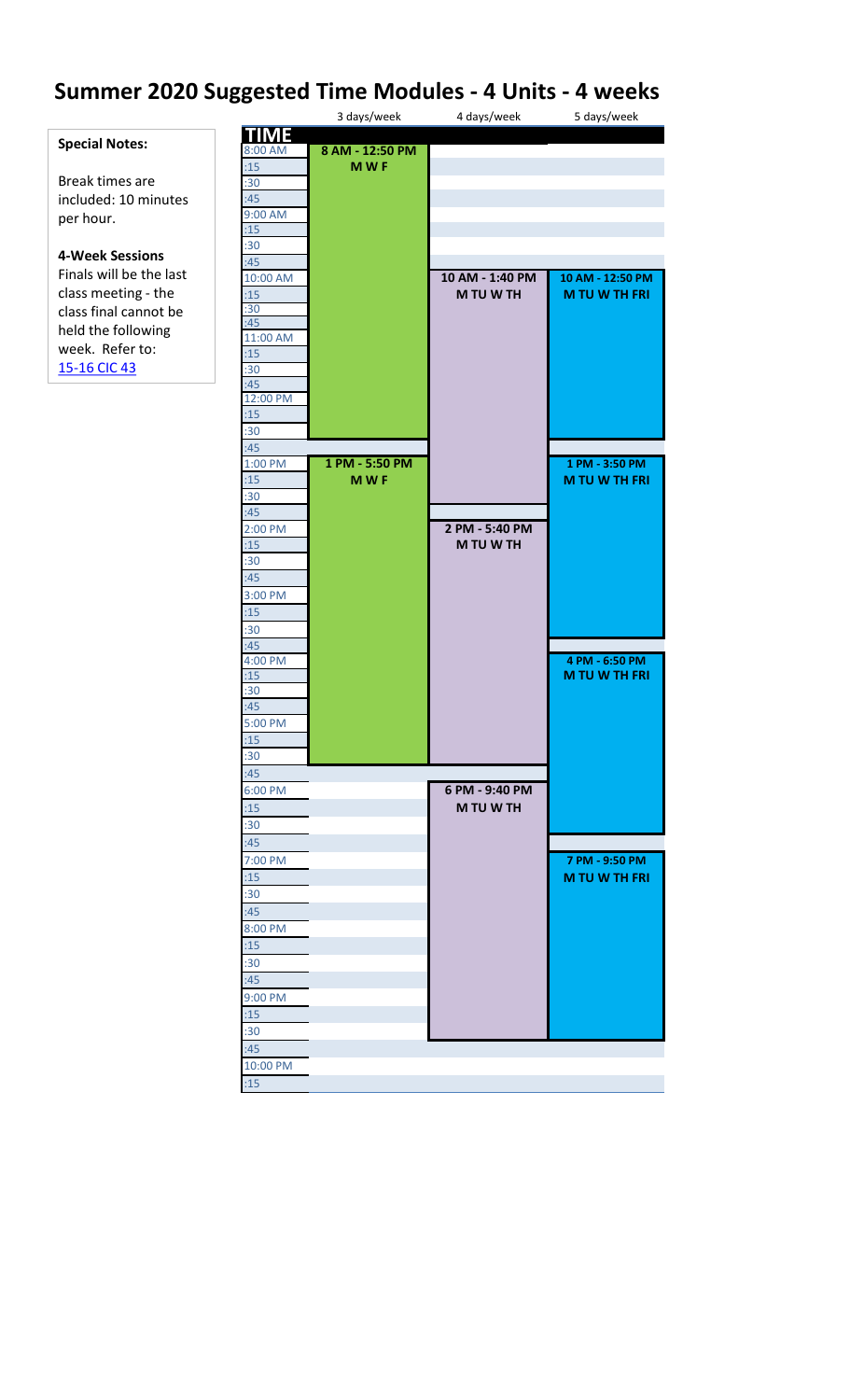# Summer 2020 Suggested Time Modules - 4 Units - 4 weeks

**Special Notes:**

Break times are included: 10 minutes per hour.

**4-Week Sessions**

Finals will be the last class meeting - the class final cannot be held the following week. Refer to: 15-16 CIC 43

| TIME | 3 days/week | 4 days/week | 5 days/week |
|---|---|---|---|
| 8:00 AM | **8 AM - 12:50 PM** | | |
| :15 | **M W F** | | |
| :30 | | | |
| :45 | | | |
| 9:00 AM | | | |
| :15 | | | |
| :30 | | | |
| :45 | | | |
| 10:00 AM | | **10 AM - 1:40 PM** | **10 AM - 12:50 PM** |
| :15 | | **M TU W TH** | **M TU W TH FRI** |
| :30 | | | |
| :45 | | | |
| 11:00 AM | | | |
| :15 | | | |
| :30 | | | |
| :45 | | | |
| 12:00 PM | | | |
| :15 | | | |
| :30 | | | |
| :45 | | | |
| 1:00 PM | **1 PM - 5:50 PM** | | **1 PM - 3:50 PM** |
| :15 | **M W F** | | **M TU W TH FRI** |
| :30 | | | |
| :45 | | | |
| 2:00 PM | | **2 PM - 5:40 PM** | |
| :15 | | **M TU W TH** | |
| :30 | | | |
| :45 | | | |
| 3:00 PM | | | |
| :15 | | | |
| :30 | | | |
| :45 | | | |
| 4:00 PM | | | **4 PM - 6:50 PM** |
| :15 | | | **M TU W TH FRI** |
| :30 | | | |
| :45 | | | |
| 5:00 PM | | | |
| :15 | | | |
| :30 | | | |
| :45 | | | |
| 6:00 PM | | **6 PM - 9:40 PM** | |
| :15 | | **M TU W TH** | |
| :30 | | | |
| :45 | | | |
| 7:00 PM | | | **7 PM - 9:50 PM** |
| :15 | | | **M TU W TH FRI** |
| :30 | | | |
| :45 | | | |
| 8:00 PM | | | |
| :15 | | | |
| :30 | | | |
| :45 | | | |
| 9:00 PM | | | |
| :15 | | | |
| :30 | | | |
| :45 | | | |
| 10:00 PM | | | |
| :15 | | | |